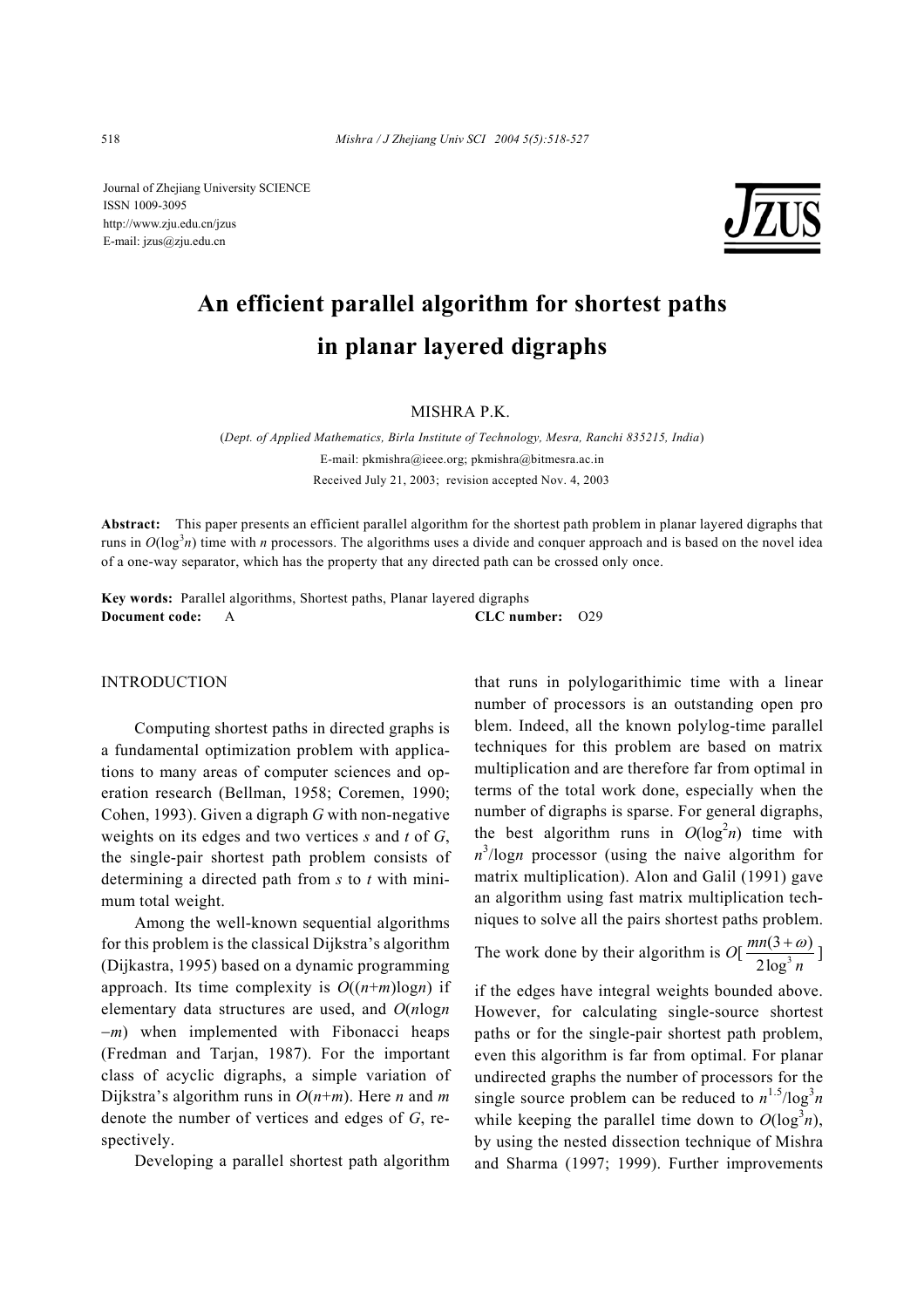Journal of Zhejiang University SCIENCE
ISSN 1009-3095
http://www.zju.edu.cn/jzus
E-mail: jzus@zju.edu.cn

# An efficient parallel algorithm for shortest paths in planar layered digraphs

MISHRA P.K.

(*Dept. of Applied Mathematics, Birla Institute of Technology, Mesra, Ranchi 835215, India*)
E-mail: pkmishra@ieee.org; pkmishra@bitmesra.ac.in
Received July 21, 2003; revision accepted Nov. 4, 2003

**Abstract:** This paper presents an efficient parallel algorithm for the shortest path problem in planar layered digraphs that runs in $O(\log^3 n)$ time with $n$ processors. The algorithms uses a divide and conquer approach and is based on the novel idea of a one-way separator, which has the property that any directed path can be crossed only once.

**Key words:** Parallel algorithms, Shortest paths, Planar layered digraphs
**Document code:** A **CLC number:** O29

## INTRODUCTION

Computing shortest paths in directed graphs is a fundamental optimization problem with applications to many areas of computer sciences and operation research (Bellman, 1958; Coremen, 1990; Cohen, 1993). Given a digraph $G$ with non-negative weights on its edges and two vertices $s$ and $t$ of $G$, the single-pair shortest path problem consists of determining a directed path from $s$ to $t$ with minimum total weight.

Among the well-known sequential algorithms for this problem is the classical Dijkstra's algorithm (Dijkastra, 1995) based on a dynamic programming approach. Its time complexity is $O((n+m)\log n)$ if elementary data structures are used, and $O(n\log n - m)$ when implemented with Fibonacci heaps (Fredman and Tarjan, 1987). For the important class of acyclic digraphs, a simple variation of Dijkstra's algorithm runs in $O(n+m)$. Here $n$ and $m$ denote the number of vertices and edges of $G$, respectively.

Developing a parallel shortest path algorithm that runs in polylogarithimic time with a linear number of processors is an outstanding open pro blem. Indeed, all the known polylog-time parallel techniques for this problem are based on matrix multiplication and are therefore far from optimal in terms of the total work done, especially when the number of digraphs is sparse. For general digraphs, the best algorithm runs in $O(\log^2 n)$ time with $n^3/\log n$ processor (using the naive algorithm for matrix multiplication). Alon and Galil (1991) gave an algorithm using fast matrix multiplication techniques to solve all the pairs shortest paths problem. The work done by their algorithm is $O[\frac{mn(3+\omega)}{2\log^3 n}]$ if the edges have integral weights bounded above. However, for calculating single-source shortest paths or for the single-pair shortest path problem, even this algorithm is far from optimal. For planar undirected graphs the number of processors for the single source problem can be reduced to $n^{1.5}/\log^3 n$ while keeping the parallel time down to $O(\log^3 n)$, by using the nested dissection technique of Mishra and Sharma (1997; 1999). Further improvements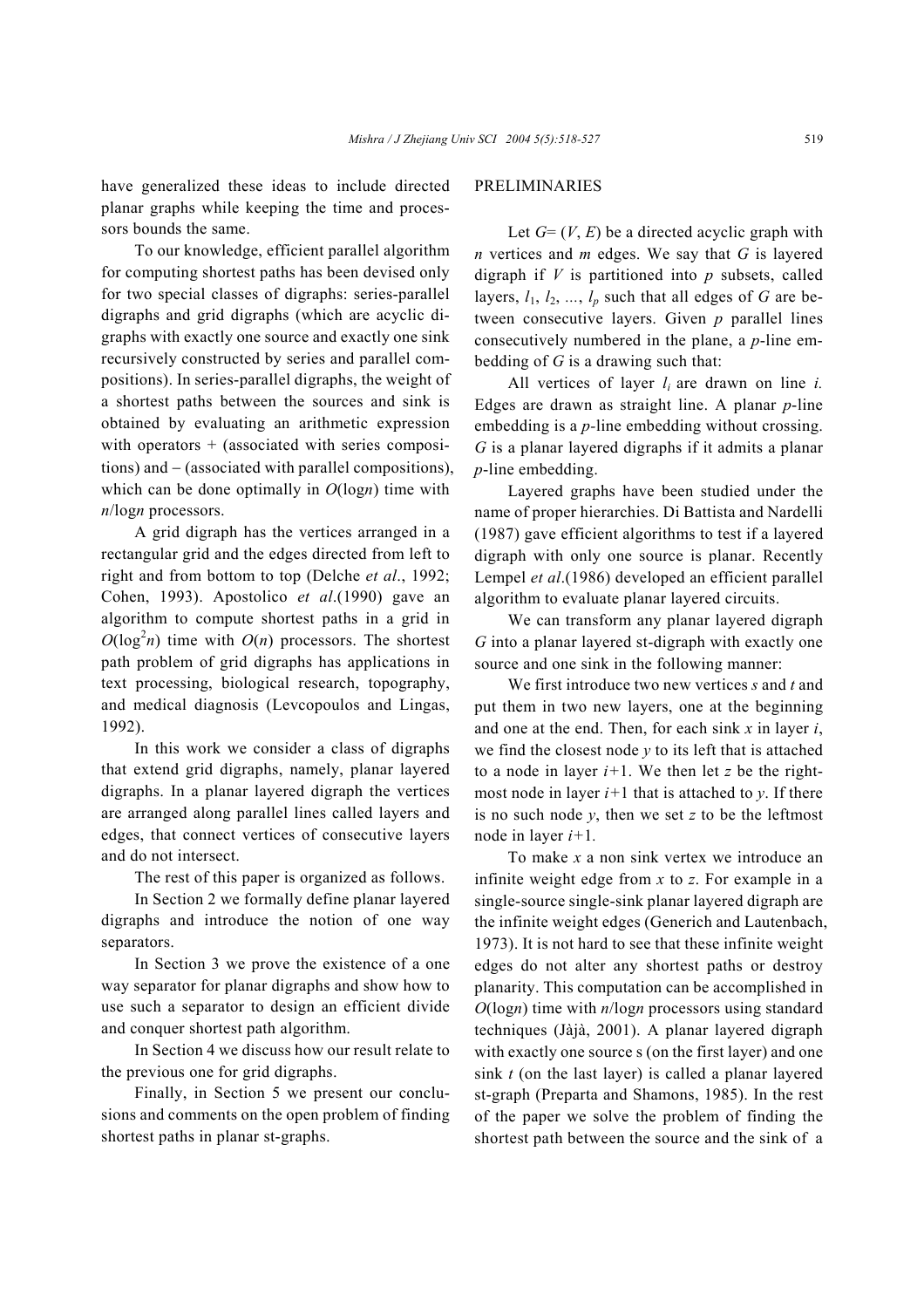have generalized these ideas to include directed planar graphs while keeping the time and processors bounds the same.

To our knowledge, efficient parallel algorithm for computing shortest paths has been devised only for two special classes of digraphs: series-parallel digraphs and grid digraphs (which are acyclic digraphs with exactly one source and exactly one sink recursively constructed by series and parallel compositions). In series-parallel digraphs, the weight of a shortest paths between the sources and sink is obtained by evaluating an arithmetic expression with operators + (associated with series compositions) and – (associated with parallel compositions), which can be done optimally in $O(\log n)$ time with $n/\log n$ processors.

A grid digraph has the vertices arranged in a rectangular grid and the edges directed from left to right and from bottom to top (Delche *et al*., 1992; Cohen, 1993). Apostolico *et al*.(1990) gave an algorithm to compute shortest paths in a grid in $O(\log^2 n)$ time with $O(n)$ processors. The shortest path problem of grid digraphs has applications in text processing, biological research, topography, and medical diagnosis (Levcopoulos and Lingas, 1992).

In this work we consider a class of digraphs that extend grid digraphs, namely, planar layered digraphs. In a planar layered digraph the vertices are arranged along parallel lines called layers and edges, that connect vertices of consecutive layers and do not intersect.

The rest of this paper is organized as follows.

In Section 2 we formally define planar layered digraphs and introduce the notion of one way separators.

In Section 3 we prove the existence of a one way separator for planar digraphs and show how to use such a separator to design an efficient divide and conquer shortest path algorithm.

In Section 4 we discuss how our result relate to the previous one for grid digraphs.

Finally, in Section 5 we present our conclusions and comments on the open problem of finding shortest paths in planar st-graphs.

## PRELIMINARIES

Let $G=(V, E)$ be a directed acyclic graph with $n$ vertices and $m$ edges. We say that $G$ is layered digraph if $V$ is partitioned into $p$ subsets, called layers, $l_1, l_2, \ldots, l_p$ such that all edges of $G$ are between consecutive layers. Given $p$ parallel lines consecutively numbered in the plane, a $p$-line embedding of $G$ is a drawing such that:

All vertices of layer $l_i$ are drawn on line $i$. Edges are drawn as straight line. A planar $p$-line embedding is a $p$-line embedding without crossing. $G$ is a planar layered digraphs if it admits a planar $p$-line embedding.

Layered graphs have been studied under the name of proper hierarchies. Di Battista and Nardelli (1987) gave efficient algorithms to test if a layered digraph with only one source is planar. Recently Lempel *et al*.(1986) developed an efficient parallel algorithm to evaluate planar layered circuits.

We can transform any planar layered digraph $G$ into a planar layered st-digraph with exactly one source and one sink in the following manner:

We first introduce two new vertices $s$ and $t$ and put them in two new layers, one at the beginning and one at the end. Then, for each sink $x$ in layer $i$, we find the closest node $y$ to its left that is attached to a node in layer $i+1$. We then let $z$ be the rightmost node in layer $i+1$ that is attached to $y$. If there is no such node $y$, then we set $z$ to be the leftmost node in layer $i+1$.

To make $x$ a non sink vertex we introduce an infinite weight edge from $x$ to $z$. For example in a single-source single-sink planar layered digraph are the infinite weight edges (Generich and Lautenbach, 1973). It is not hard to see that these infinite weight edges do not alter any shortest paths or destroy planarity. This computation can be accomplished in $O(\log n)$ time with $n/\log n$ processors using standard techniques (Jàjà, 2001). A planar layered digraph with exactly one source s (on the first layer) and one sink $t$ (on the last layer) is called a planar layered st-graph (Preparta and Shamons, 1985). In the rest of the paper we solve the problem of finding the shortest path between the source and the sink of a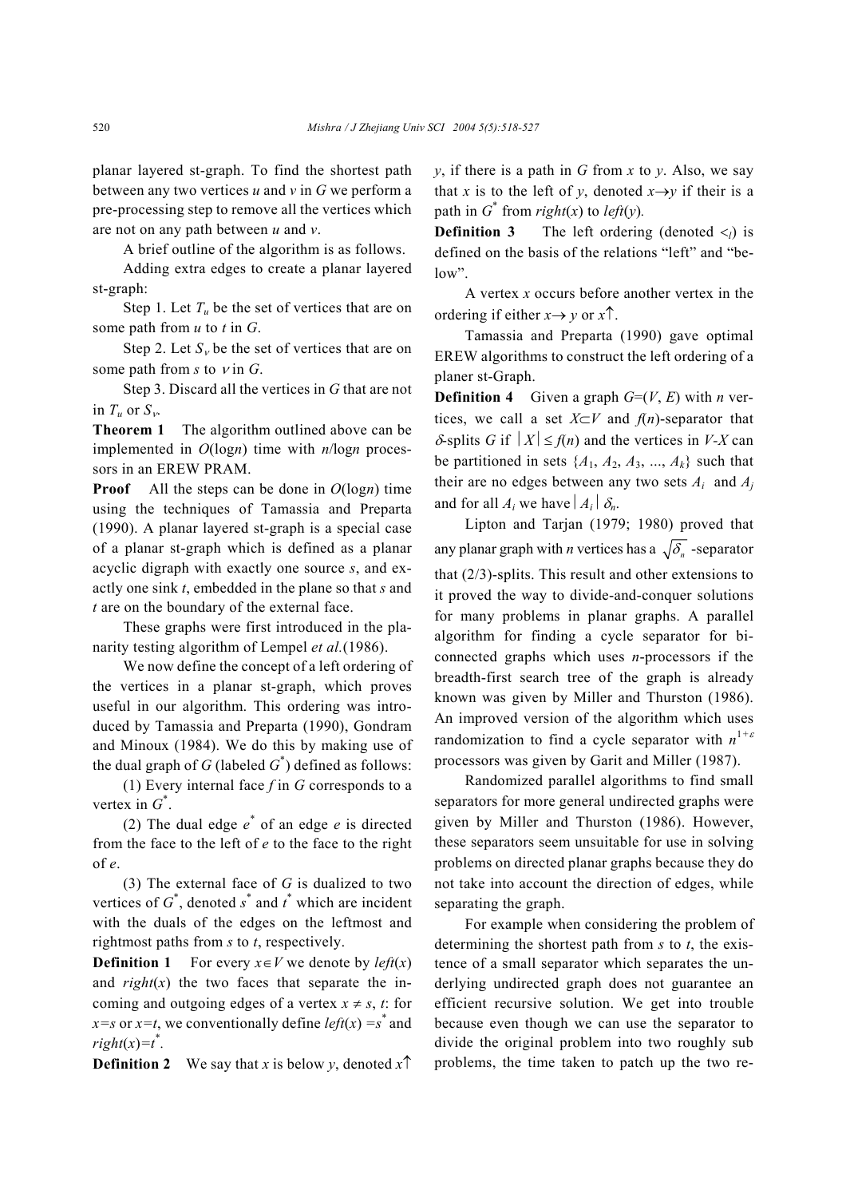planar layered st-graph. To find the shortest path between any two vertices $u$ and $v$ in $G$ we perform a pre-processing step to remove all the vertices which are not on any path between $u$ and $v$.

A brief outline of the algorithm is as follows.

Adding extra edges to create a planar layered st-graph:

Step 1. Let $T_u$ be the set of vertices that are on some path from $u$ to $t$ in $G$.

Step 2. Let $S_v$ be the set of vertices that are on some path from $s$ to $v$ in $G$.

Step 3. Discard all the vertices in $G$ that are not in $T_u$ or $S_v$.

**Theorem 1** The algorithm outlined above can be implemented in $O(\log n)$ time with $n/\log n$ processors in an EREW PRAM.

**Proof** All the steps can be done in $O(\log n)$ time using the techniques of Tamassia and Preparta (1990). A planar layered st-graph is a special case of a planar st-graph which is defined as a planar acyclic digraph with exactly one source $s$, and exactly one sink $t$, embedded in the plane so that $s$ and $t$ are on the boundary of the external face.

These graphs were first introduced in the planarity testing algorithm of Lempel *et al.*(1986).

We now define the concept of a left ordering of the vertices in a planar st-graph, which proves useful in our algorithm. This ordering was introduced by Tamassia and Preparta (1990), Gondram and Minoux (1984). We do this by making use of the dual graph of $G$ (labeled $G^*$) defined as follows:

(1) Every internal face $f$ in $G$ corresponds to a vertex in $G^*$.

(2) The dual edge $e^*$ of an edge $e$ is directed from the face to the left of $e$ to the face to the right of $e$.

(3) The external face of $G$ is dualized to two vertices of $G^*$, denoted $s^*$ and $t^*$ which are incident with the duals of the edges on the leftmost and rightmost paths from $s$ to $t$, respectively.

**Definition 1** For every $x \in V$ we denote by $left(x)$ and $right(x)$ the two faces that separate the incoming and outgoing edges of a vertex $x \neq s$, $t$: for $x=s$ or $x=t$, we conventionally define $left(x)=s^*$ and $right(x)=t^*$.

**Definition 2** We say that $x$ is below $y$, denoted $x\uparrow y$, if there is a path in $G$ from $x$ to $y$. Also, we say that $x$ is to the left of $y$, denoted $x\rightarrow y$ if their is a path in $G^*$ from $right(x)$ to $left(y)$.

**Definition 3** The left ordering (denoted $<_l$) is defined on the basis of the relations "left" and "below".

A vertex $x$ occurs before another vertex in the ordering if either $x\rightarrow y$ or $x\uparrow$.

Tamassia and Preparta (1990) gave optimal EREW algorithms to construct the left ordering of a planer st-Graph.

**Definition 4** Given a graph $G=(V, E)$ with $n$ vertices, we call a set $X\subset V$ and $f(n)$-separator that $\delta$-splits $G$ if $|X| \leq f(n)$ and the vertices in $V$-$X$ can be partitioned in sets $\{A_1, A_2, A_3, ..., A_k\}$ such that their are no edges between any two sets $A_i$ and $A_j$ and for all $A_i$ we have $|A_i|$ $\delta_n$.

Lipton and Tarjan (1979; 1980) proved that any planar graph with $n$ vertices has a $\sqrt{\delta_n}$ -separator that (2/3)-splits. This result and other extensions to it proved the way to divide-and-conquer solutions for many problems in planar graphs. A parallel algorithm for finding a cycle separator for biconnected graphs which uses $n$-processors if the breadth-first search tree of the graph is already known was given by Miller and Thurston (1986). An improved version of the algorithm which uses randomization to find a cycle separator with $n^{1+\varepsilon}$ processors was given by Garit and Miller (1987).

Randomized parallel algorithms to find small separators for more general undirected graphs were given by Miller and Thurston (1986). However, these separators seem unsuitable for use in solving problems on directed planar graphs because they do not take into account the direction of edges, while separating the graph.

For example when considering the problem of determining the shortest path from $s$ to $t$, the existence of a small separator which separates the underlying undirected graph does not guarantee an efficient recursive solution. We get into trouble because even though we can use the separator to divide the original problem into two roughly sub problems, the time taken to patch up the two re-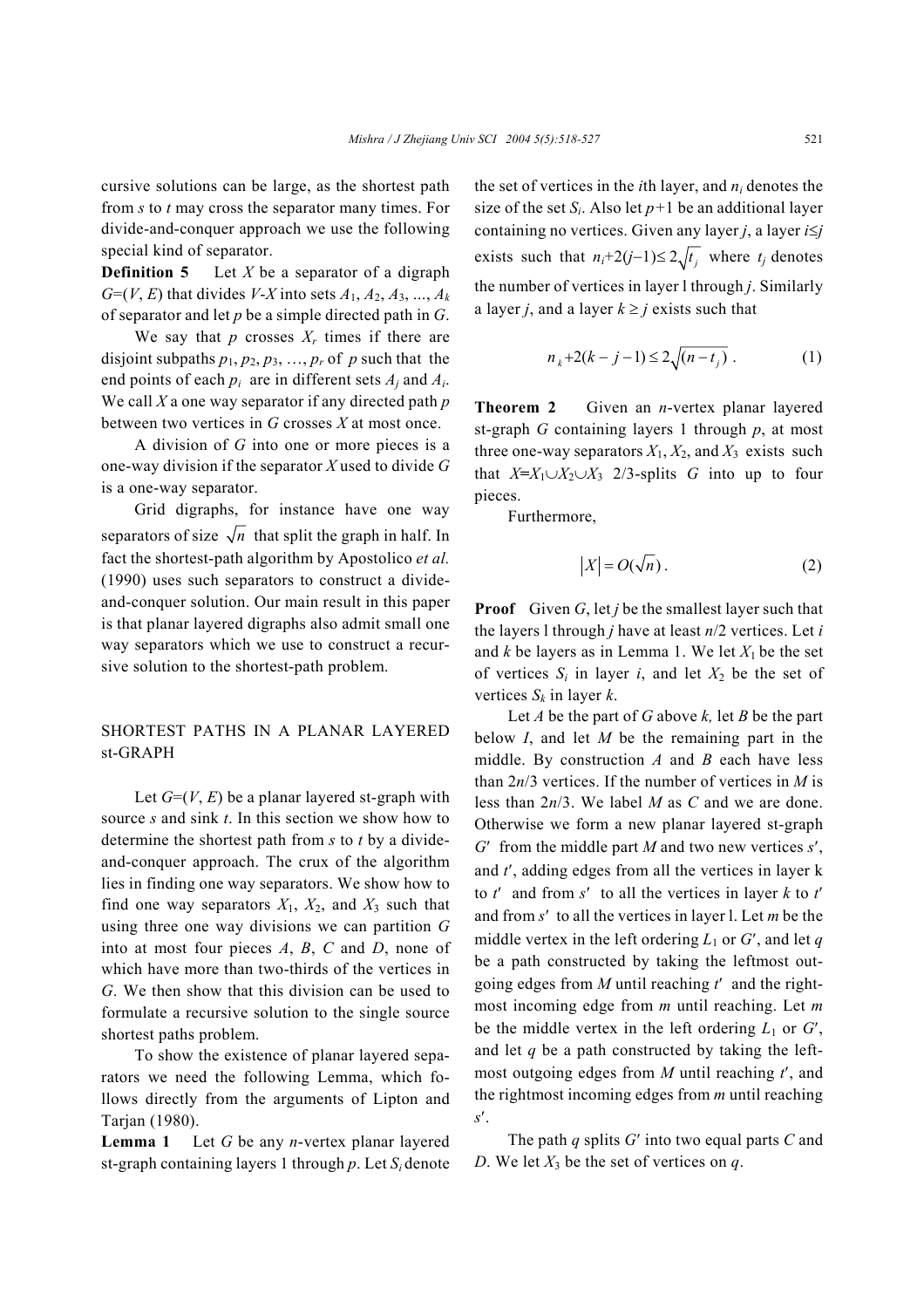cursive solutions can be large, as the shortest path from $s$ to $t$ may cross the separator many times. For divide-and-conquer approach we use the following special kind of separator.

**Definition 5** Let $X$ be a separator of a digraph $G=(V, E)$ that divides $V$-$X$ into sets $A_1, A_2, A_3, ..., A_k$ of separator and let $p$ be a simple directed path in $G$.

We say that $p$ crosses $X_r$ times if there are disjoint subpaths $p_1, p_2, p_3, \ldots, p_r$ of $p$ such that the end points of each $p_i$ are in different sets $A_j$ and $A_i$. We call $X$ a one way separator if any directed path $p$ between two vertices in $G$ crosses $X$ at most once.

A division of $G$ into one or more pieces is a one-way division if the separator $X$ used to divide $G$ is a one-way separator.

Grid digraphs, for instance have one way separators of size $\sqrt{n}$ that split the graph in half. In fact the shortest-path algorithm by Apostolico *et al.* (1990) uses such separators to construct a divide-and-conquer solution. Our main result in this paper is that planar layered digraphs also admit small one way separators which we use to construct a recursive solution to the shortest-path problem.

## SHORTEST PATHS IN A PLANAR LAYERED st-GRAPH

Let $G=(V, E)$ be a planar layered st-graph with source $s$ and sink $t$. In this section we show how to determine the shortest path from $s$ to $t$ by a divide-and-conquer approach. The crux of the algorithm lies in finding one way separators. We show how to find one way separators $X_1$, $X_2$, and $X_3$ such that using three one way divisions we can partition $G$ into at most four pieces $A$, $B$, $C$ and $D$, none of which have more than two-thirds of the vertices in $G$. We then show that this division can be used to formulate a recursive solution to the single source shortest paths problem.

To show the existence of planar layered separators we need the following Lemma, which follows directly from the arguments of Lipton and Tarjan (1980).

**Lemma 1** Let $G$ be any $n$-vertex planar layered st-graph containing layers 1 through $p$. Let $S_i$ denote the set of vertices in the $i$th layer, and $n_i$ denotes the size of the set $S_i$. Also let $p+1$ be an additional layer containing no vertices. Given any layer $j$, a layer $i\leq j$ exists such that $n_i+2(j-1)\leq 2\sqrt{t_j}$ where $t_j$ denotes the number of vertices in layer l through $j$. Similarly a layer $j$, and a layer $k \geq j$ exists such that

$$n_k+2(k-j-1) \leq 2\sqrt{(n-t_j)} \ . \tag{1}$$

**Theorem 2** Given an $n$-vertex planar layered st-graph $G$ containing layers 1 through $p$, at most three one-way separators $X_1$, $X_2$, and $X_3$ exists such that $X=X_1\cup X_2\cup X_3$ 2/3-splits $G$ into up to four pieces.

Furthermore,

$$|X| = O(\sqrt{n}) \ . \tag{2}$$

**Proof** Given $G$, let $j$ be the smallest layer such that the layers l through $j$ have at least $n/2$ vertices. Let $i$ and $k$ be layers as in Lemma 1. We let $X_1$ be the set of vertices $S_i$ in layer $i$, and let $X_2$ be the set of vertices $S_k$ in layer $k$.

Let $A$ be the part of $G$ above $k$, let $B$ be the part below $I$, and let $M$ be the remaining part in the middle. By construction $A$ and $B$ each have less than $2n/3$ vertices. If the number of vertices in $M$ is less than $2n/3$. We label $M$ as $C$ and we are done. Otherwise we form a new planar layered st-graph $G'$ from the middle part $M$ and two new vertices $s'$, and $t'$, adding edges from all the vertices in layer k to $t'$ and from $s'$ to all the vertices in layer $k$ to $t'$ and from $s'$ to all the vertices in layer l. Let $m$ be the middle vertex in the left ordering $L_1$ or $G'$, and let $q$ be a path constructed by taking the leftmost outgoing edges from $M$ until reaching $t'$ and the rightmost incoming edge from $m$ until reaching. Let $m$ be the middle vertex in the left ordering $L_1$ or $G'$, and let $q$ be a path constructed by taking the leftmost outgoing edges from $M$ until reaching $t'$, and the rightmost incoming edges from $m$ until reaching $s'$.

The path $q$ splits $G'$ into two equal parts $C$ and $D$. We let $X_3$ be the set of vertices on $q$.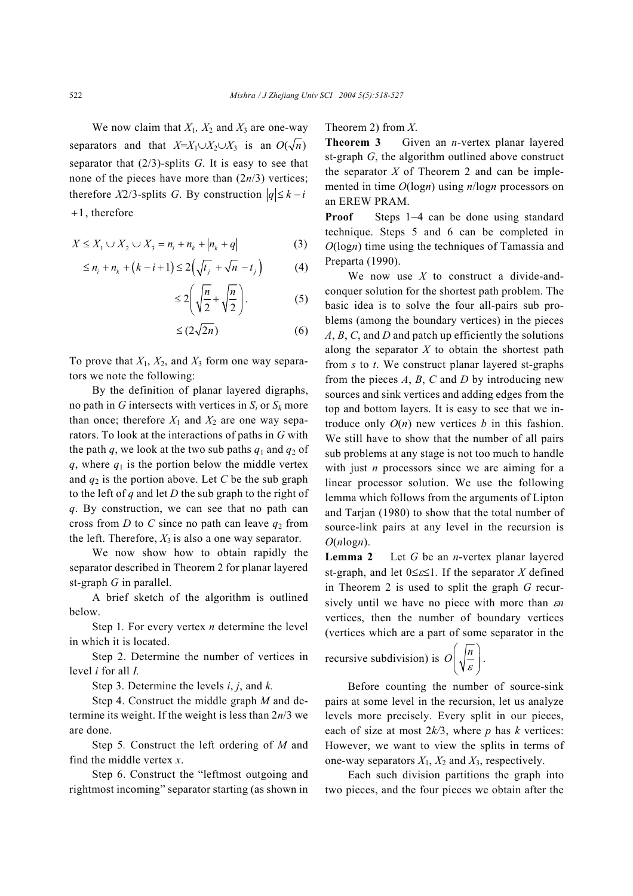We now claim that $X_1$, $X_2$ and $X_3$ are one-way separators and that $X=X_1\cup X_2\cup X_3$ is an $O(\sqrt{n})$ separator that (2/3)-splits $G$. It is easy to see that none of the pieces have more than $(2n/3)$ vertices; therefore $X$2/3-splits $G$. By construction $|q|\leq k-i+1$, therefore

$$X \leq X_1 \cup X_2 \cup X_3 = n_i + n_k + |n_k + q| \tag{3}$$

$$\leq n_i + n_k + (k-i+1) \leq 2\left(\sqrt{t_j} + \sqrt{n} - t_j\right) \tag{4}$$

$$\leq 2\left(\sqrt{\frac{n}{2}} + \sqrt{\frac{n}{2}}\right). \tag{5}$$

$$\leq (2\sqrt{2n}) \tag{6}$$

To prove that $X_1$, $X_2$, and $X_3$ form one way separators we note the following:

By the definition of planar layered digraphs, no path in $G$ intersects with vertices in $S_i$ or $S_k$ more than once; therefore $X_1$ and $X_2$ are one way separators. To look at the interactions of paths in $G$ with the path $q$, we look at the two sub paths $q_1$ and $q_2$ of $q$, where $q_1$ is the portion below the middle vertex and $q_2$ is the portion above. Let $C$ be the sub graph to the left of $q$ and let $D$ the sub graph to the right of $q$. By construction, we can see that no path can cross from $D$ to $C$ since no path can leave $q_2$ from the left. Therefore, $X_3$ is also a one way separator.

We now show how to obtain rapidly the separator described in Theorem 2 for planar layered st-graph $G$ in parallel.

A brief sketch of the algorithm is outlined below.

Step 1. For every vertex $n$ determine the level in which it is located.

Step 2. Determine the number of vertices in level $i$ for all $I$.

Step 3. Determine the levels $i$, $j$, and $k$.

Step 4. Construct the middle graph $M$ and determine its weight. If the weight is less than $2n/3$ we are done.

Step 5. Construct the left ordering of $M$ and find the middle vertex $x$.

Step 6. Construct the "leftmost outgoing and rightmost incoming" separator starting (as shown in Theorem 2) from $X$.

**Theorem 3** Given an $n$-vertex planar layered st-graph $G$, the algorithm outlined above construct the separator $X$ of Theorem 2 and can be implemented in time $O(\log n)$ using $n/\log n$ processors on an EREW PRAM.

**Proof** Steps 1–4 can be done using standard technique. Steps 5 and 6 can be completed in $O(\log n)$ time using the techniques of Tamassia and Preparta (1990).

We now use $X$ to construct a divide-and-conquer solution for the shortest path problem. The basic idea is to solve the four all-pairs sub problems (among the boundary vertices) in the pieces $A$, $B$, $C$, and $D$ and patch up efficiently the solutions along the separator $X$ to obtain the shortest path from $s$ to $t$. We construct planar layered st-graphs from the pieces $A$, $B$, $C$ and $D$ by introducing new sources and sink vertices and adding edges from the top and bottom layers. It is easy to see that we introduce only $O(n)$ new vertices $b$ in this fashion. We still have to show that the number of all pairs sub problems at any stage is not too much to handle with just $n$ processors since we are aiming for a linear processor solution. We use the following lemma which follows from the arguments of Lipton and Tarjan (1980) to show that the total number of source-link pairs at any level in the recursion is $O(n\log n)$.

**Lemma 2** Let $G$ be an $n$-vertex planar layered st-graph, and let $0\leq\varepsilon\leq 1$. If the separator $X$ defined in Theorem 2 is used to split the graph $G$ recursively until we have no piece with more than $\varepsilon n$ vertices, then the number of boundary vertices (vertices which are a part of some separator in the recursive subdivision) is $O\left(\sqrt{\frac{n}{\varepsilon}}\right)$.

Before counting the number of source-sink pairs at some level in the recursion, let us analyze levels more precisely. Every split in our pieces, each of size at most $2k/3$, where $p$ has $k$ vertices: However, we want to view the splits in terms of one-way separators $X_1$, $X_2$ and $X_3$, respectively.

Each such division partitions the graph into two pieces, and the four pieces we obtain after the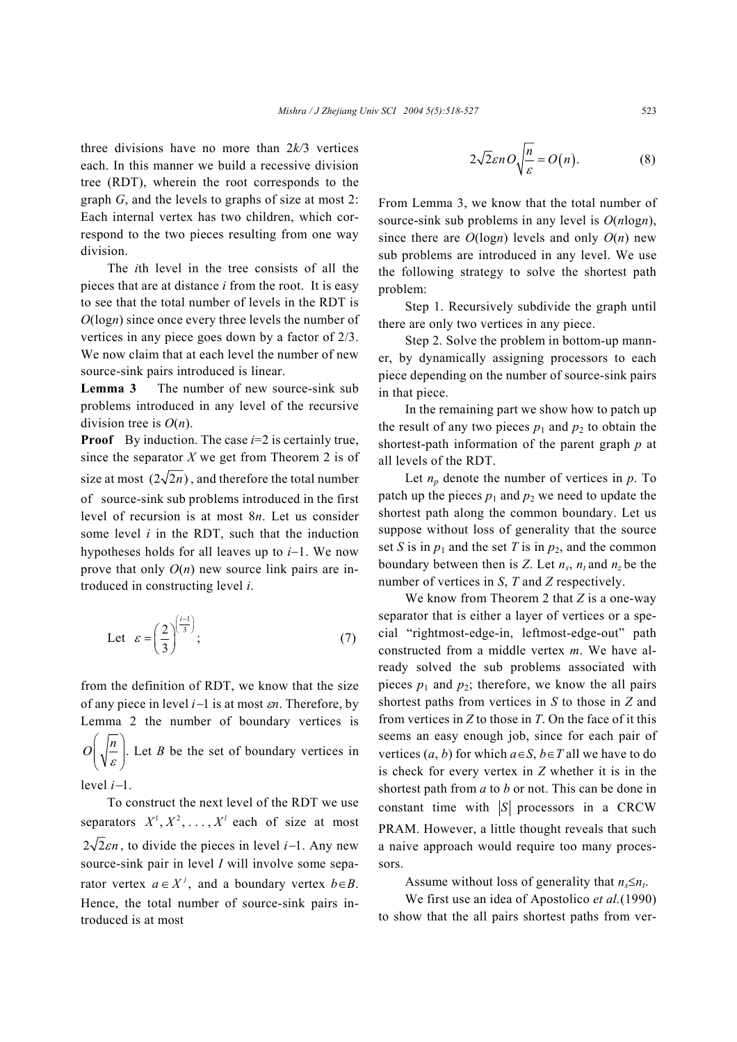three divisions have no more than $2k/3$ vertices each. In this manner we build a recessive division tree (RDT), wherein the root corresponds to the graph $G$, and the levels to graphs of size at most 2: Each internal vertex has two children, which correspond to the two pieces resulting from one way division.

The $i$th level in the tree consists of all the pieces that are at distance $i$ from the root. It is easy to see that the total number of levels in the RDT is $O(\log n)$ since once every three levels the number of vertices in any piece goes down by a factor of 2/3. We now claim that at each level the number of new source-sink pairs introduced is linear.

**Lemma 3** The number of new source-sink sub problems introduced in any level of the recursive division tree is $O(n)$.

**Proof** By induction. The case $i$=2 is certainly true, since the separator $X$ we get from Theorem 2 is of size at most $(2\sqrt{2n})$, and therefore the total number of source-sink sub problems introduced in the first level of recursion is at most $8n$. Let us consider some level $i$ in the RDT, such that the induction hypotheses holds for all leaves up to $i-1$. We now prove that only $O(n)$ new source link pairs are introduced in constructing level $i$.

$$\text{Let } \varepsilon = \left(\frac{2}{3}\right)^{\left(\frac{i-1}{3}\right)}; \tag{7}$$

from the definition of RDT, we know that the size of any piece in level $i-1$ is at most $\varepsilon n$. Therefore, by Lemma 2 the number of boundary vertices is $O\left(\sqrt{\frac{n}{\varepsilon}}\right)$. Let $B$ be the set of boundary vertices in level $i-1$.

To construct the next level of the RDT we use separators $X^1, X^2, \ldots, X^l$ each of size at most $2\sqrt{2\varepsilon n}$, to divide the pieces in level $i-1$. Any new source-sink pair in level $I$ will involve some separator vertex $a \in X^j$, and a boundary vertex $b \in B$. Hence, the total number of source-sink pairs introduced is at most

$$2\sqrt{2}\varepsilon n O\sqrt{\frac{n}{\varepsilon}} = O(n). \tag{8}$$

From Lemma 3, we know that the total number of source-sink sub problems in any level is $O(n\log n)$, since there are $O(\log n)$ levels and only $O(n)$ new sub problems are introduced in any level. We use the following strategy to solve the shortest path problem:

Step 1. Recursively subdivide the graph until there are only two vertices in any piece.

Step 2. Solve the problem in bottom-up manner, by dynamically assigning processors to each piece depending on the number of source-sink pairs in that piece.

In the remaining part we show how to patch up the result of any two pieces $p_1$ and $p_2$ to obtain the shortest-path information of the parent graph $p$ at all levels of the RDT.

Let $n_p$ denote the number of vertices in $p$. To patch up the pieces $p_1$ and $p_2$ we need to update the shortest path along the common boundary. Let us suppose without loss of generality that the source set $S$ is in $p_1$ and the set $T$ is in $p_2$, and the common boundary between then is $Z$. Let $n_s$, $n_t$ and $n_z$ be the number of vertices in $S$, $T$ and $Z$ respectively.

We know from Theorem 2 that $Z$ is a one-way separator that is either a layer of vertices or a special "rightmost-edge-in, leftmost-edge-out" path constructed from a middle vertex $m$. We have already solved the sub problems associated with pieces $p_1$ and $p_2$; therefore, we know the all pairs shortest paths from vertices in $S$ to those in $Z$ and from vertices in $Z$ to those in $T$. On the face of it this seems an easy enough job, since for each pair of vertices $(a, b)$ for which $a \in S$, $b \in T$ all we have to do is check for every vertex in $Z$ whether it is in the shortest path from $a$ to $b$ or not. This can be done in constant time with $|S|$ processors in a CRCW PRAM. However, a little thought reveals that such a naive approach would require too many processors.

Assume without loss of generality that $n_s \le n_t$.

We first use an idea of Apostolico *et al.*(1990) to show that the all pairs shortest paths from ver-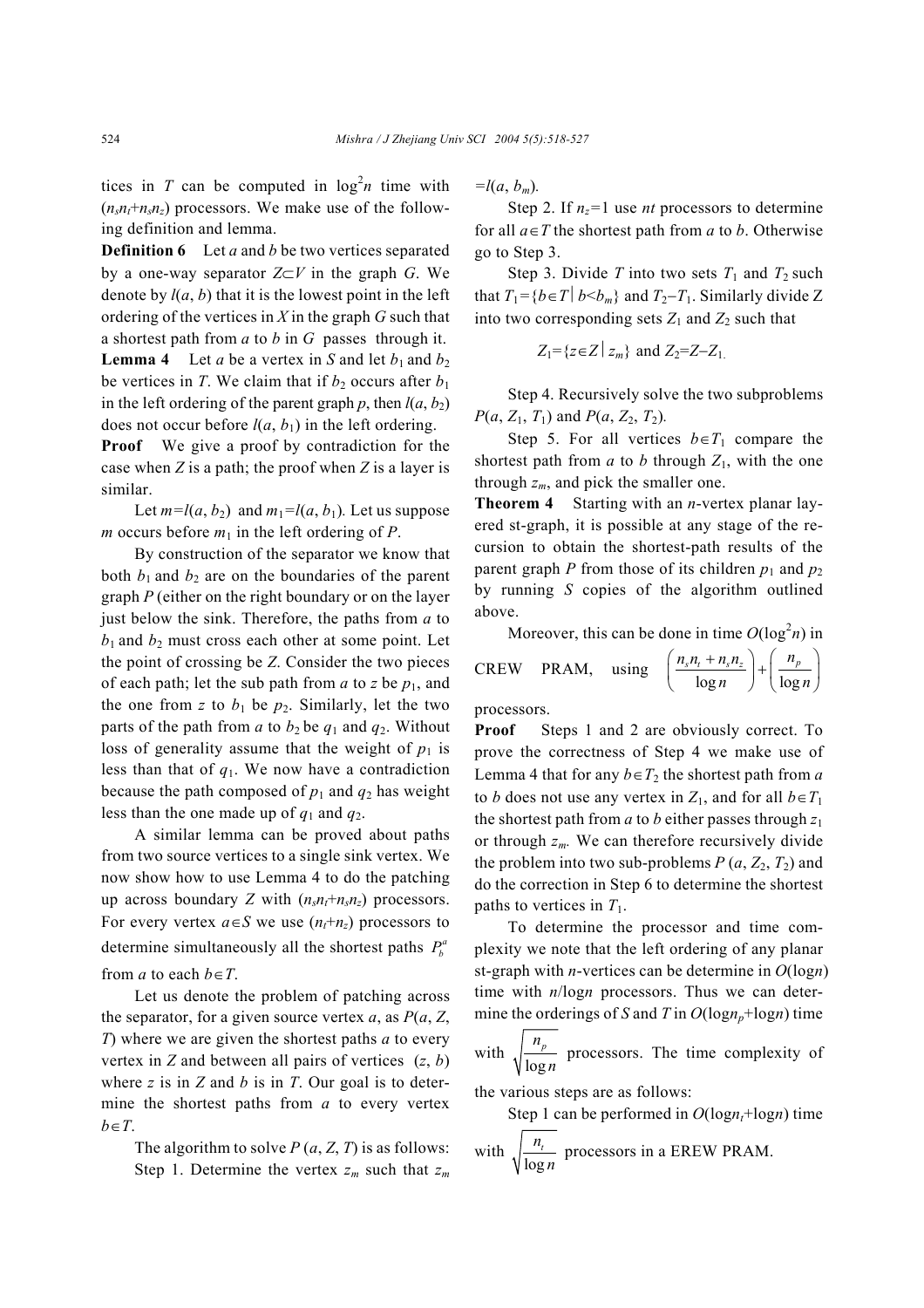tices in $T$ can be computed in $\log^2 n$ time with $(n_s n_t + n_s n_z)$ processors. We make use of the following definition and lemma.

**Definition 6** Let $a$ and $b$ be two vertices separated by a one-way separator $Z \subset V$ in the graph $G$. We denote by $l(a, b)$ that it is the lowest point in the left ordering of the vertices in $X$ in the graph $G$ such that a shortest path from $a$ to $b$ in $G$ passes through it.

**Lemma 4** Let $a$ be a vertex in $S$ and let $b_1$ and $b_2$ be vertices in $T$. We claim that if $b_2$ occurs after $b_1$ in the left ordering of the parent graph $p$, then $l(a, b_2)$ does not occur before $l(a, b_1)$ in the left ordering.

**Proof** We give a proof by contradiction for the case when $Z$ is a path; the proof when $Z$ is a layer is similar.

Let $m=l(a, b_2)$ and $m_1=l(a, b_1)$. Let us suppose $m$ occurs before $m_1$ in the left ordering of $P$.

By construction of the separator we know that both $b_1$ and $b_2$ are on the boundaries of the parent graph $P$ (either on the right boundary or on the layer just below the sink. Therefore, the paths from $a$ to $b_1$ and $b_2$ must cross each other at some point. Let the point of crossing be $Z$. Consider the two pieces of each path; let the sub path from $a$ to $z$ be $p_1$, and the one from $z$ to $b_1$ be $p_2$. Similarly, let the two parts of the path from $a$ to $b_2$ be $q_1$ and $q_2$. Without loss of generality assume that the weight of $p_1$ is less than that of $q_1$. We now have a contradiction because the path composed of $p_1$ and $q_2$ has weight less than the one made up of $q_1$ and $q_2$.

A similar lemma can be proved about paths from two source vertices to a single sink vertex. We now show how to use Lemma 4 to do the patching up across boundary $Z$ with $(n_s n_t + n_s n_z)$ processors. For every vertex $a \in S$ we use $(n_t + n_z)$ processors to determine simultaneously all the shortest paths $P_b^a$ from $a$ to each $b \in T$.

Let us denote the problem of patching across the separator, for a given source vertex $a$, as $P(a, Z, T)$ where we are given the shortest paths $a$ to every vertex in $Z$ and between all pairs of vertices $(z, b)$ where $z$ is in $Z$ and $b$ is in $T$. Our goal is to determine the shortest paths from $a$ to every vertex $b \in T$.

The algorithm to solve $P(a, Z, T)$ is as follows:

Step 1. Determine the vertex $z_m$ such that $z_m = l(a, b_m)$.

Step 2. If $n_z=1$ use $nt$ processors to determine for all $a \in T$ the shortest path from $a$ to $b$. Otherwise go to Step 3.

Step 3. Divide $T$ into two sets $T_1$ and $T_2$ such that $T_1=\{b \in T \mid b<b_m\}$ and $T_2-T_1$. Similarly divide Z into two corresponding sets $Z_1$ and $Z_2$ such that

$$Z_1=\{z \in Z \mid z_m\} \text{ and } Z_2=Z-Z_1.$$

Step 4. Recursively solve the two subproblems $P(a, Z_1, T_1)$ and $P(a, Z_2, T_2)$.

Step 5. For all vertices $b \in T_1$ compare the shortest path from $a$ to $b$ through $Z_1$, with the one through $z_m$, and pick the smaller one.

**Theorem 4** Starting with an $n$-vertex planar layered st-graph, it is possible at any stage of the recursion to obtain the shortest-path results of the parent graph $P$ from those of its children $p_1$ and $p_2$ by running $S$ copies of the algorithm outlined above.

Moreover, this can be done in time $O(\log^2 n)$ in CREW PRAM, using $\left(\dfrac{n_s n_t + n_s n_z}{\log n}\right) + \left(\dfrac{n_p}{\log n}\right)$ processors.

**Proof** Steps 1 and 2 are obviously correct. To prove the correctness of Step 4 we make use of Lemma 4 that for any $b \in T_2$ the shortest path from $a$ to $b$ does not use any vertex in $Z_1$, and for all $b \in T_1$ the shortest path from $a$ to $b$ either passes through $z_1$ or through $z_m$. We can therefore recursively divide the problem into two sub-problems $P(a, Z_2, T_2)$ and do the correction in Step 6 to determine the shortest paths to vertices in $T_1$.

To determine the processor and time complexity we note that the left ordering of any planar st-graph with $n$-vertices can be determine in $O(\log n)$ time with $n/\log n$ processors. Thus we can determine the orderings of $S$ and $T$ in $O(\log n_p + \log n)$ time with $\sqrt{\dfrac{n_p}{\log n}}$ processors. The time complexity of the various steps are as follows:

Step 1 can be performed in $O(\log n_t + \log n)$ time with $\sqrt{\dfrac{n_t}{\log n}}$ processors in a EREW PRAM.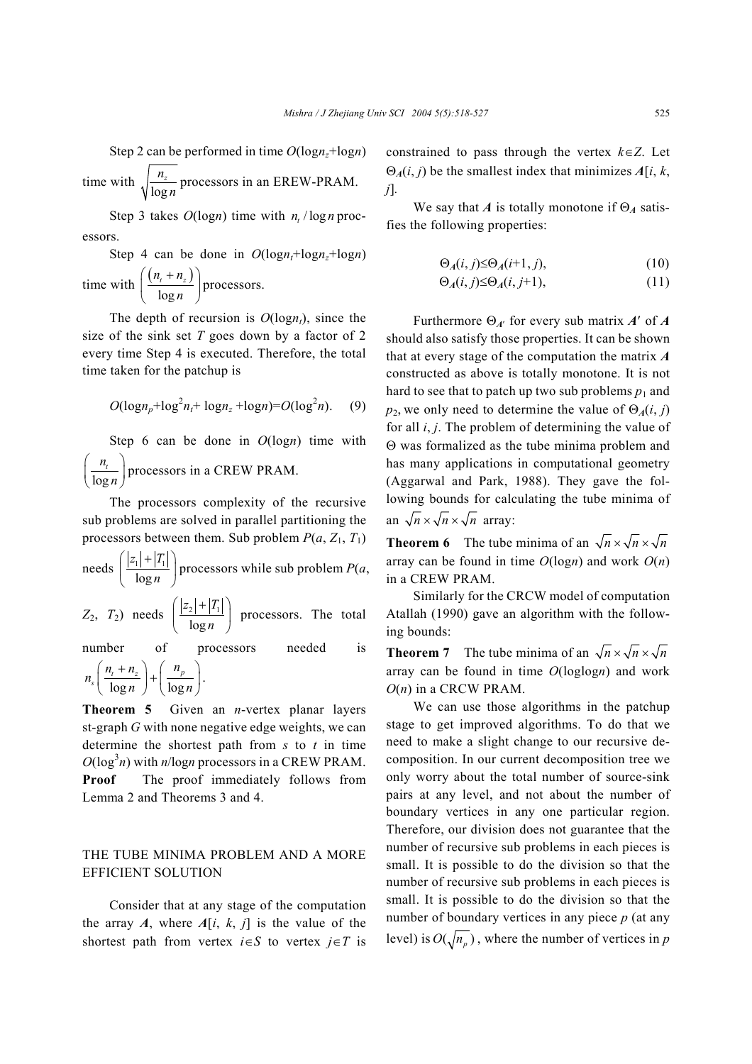Step 2 can be performed in time $O(\log n_z+\log n)$ time with $\sqrt{\frac{n_z}{\log n}}$ processors in an EREW-PRAM.

Step 3 takes $O(\log n)$ time with $n_t/\log n$ processors.

Step 4 can be done in $O(\log n_t+\log n_z+\log n)$ time with $\left(\frac{(n_t+n_z)}{\log n}\right)$ processors.

The depth of recursion is $O(\log n_t)$, since the size of the sink set $T$ goes down by a factor of 2 every time Step 4 is executed. Therefore, the total time taken for the patchup is

$$O(\log n_p+\log^2 n_t+\log n_z+\log n)=O(\log^2 n). \quad (9)$$

Step 6 can be done in $O(\log n)$ time with $\left(\frac{n_t}{\log n}\right)$ processors in a CREW PRAM.

The processors complexity of the recursive sub problems are solved in parallel partitioning the processors between them. Sub problem $P(a, Z_1, T_1)$ needs $\left(\frac{|z_1|+|T_1|}{\log n}\right)$ processors while sub problem $P(a, Z_2, T_2)$ needs $\left(\frac{|z_2|+|T_1|}{\log n}\right)$ processors. The total number of processors needed is $n_s\left(\frac{n_t+n_z}{\log n}\right)+\left(\frac{n_p}{\log n}\right)$.

**Theorem 5** Given an $n$-vertex planar layers st-graph $G$ with none negative edge weights, we can determine the shortest path from $s$ to $t$ in time $O(\log^3 n)$ with $n/\log n$ processors in a CREW PRAM.

**Proof** The proof immediately follows from Lemma 2 and Theorems 3 and 4.

## THE TUBE MINIMA PROBLEM AND A MORE EFFICIENT SOLUTION

Consider that at any stage of the computation the array $\boldsymbol{A}$, where $\boldsymbol{A}[i, k, j]$ is the value of the shortest path from vertex $i\in S$ to vertex $j\in T$ is constrained to pass through the vertex $k\in Z$. Let $\Theta_{\boldsymbol{A}}(i, j)$ be the smallest index that minimizes $\boldsymbol{A}[i, k, j]$.

We say that $\boldsymbol{A}$ is totally monotone if $\Theta_{\boldsymbol{A}}$ satisfies the following properties:

$$\Theta_{\boldsymbol{A}}(i, j)\le\Theta_{\boldsymbol{A}}(i+1, j), \quad (10)$$

$$\Theta_{\boldsymbol{A}}(i, j)\le\Theta_{\boldsymbol{A}}(i, j+1), \quad (11)$$

Furthermore $\Theta_{\boldsymbol{A}'}$ for every sub matrix $\boldsymbol{A}'$ of $\boldsymbol{A}$ should also satisfy those properties. It can be shown that at every stage of the computation the matrix $\boldsymbol{A}$ constructed as above is totally monotone. It is not hard to see that to patch up two sub problems $p_1$ and $p_2$, we only need to determine the value of $\Theta_{\boldsymbol{A}}(i, j)$ for all $i, j$. The problem of determining the value of $\Theta$ was formalized as the tube minima problem and has many applications in computational geometry (Aggarwal and Park, 1988). They gave the following bounds for calculating the tube minima of an $\sqrt{n}\times\sqrt{n}\times\sqrt{n}$ array:

**Theorem 6** The tube minima of an $\sqrt{n}\times\sqrt{n}\times\sqrt{n}$ array can be found in time $O(\log n)$ and work $O(n)$ in a CREW PRAM.

Similarly for the CRCW model of computation Atallah (1990) gave an algorithm with the following bounds:

**Theorem 7** The tube minima of an $\sqrt{n}\times\sqrt{n}\times\sqrt{n}$ array can be found in time $O(\log\log n)$ and work $O(n)$ in a CRCW PRAM.

We can use those algorithms in the patchup stage to get improved algorithms. To do that we need to make a slight change to our recursive decomposition. In our current decomposition tree we only worry about the total number of source-sink pairs at any level, and not about the number of boundary vertices in any one particular region. Therefore, our division does not guarantee that the number of recursive sub problems in each pieces is small. It is possible to do the division so that the number of recursive sub problems in each pieces is small. It is possible to do the division so that the number of boundary vertices in any piece $p$ (at any level) is $O(\sqrt{n_p})$, where the number of vertices in $p$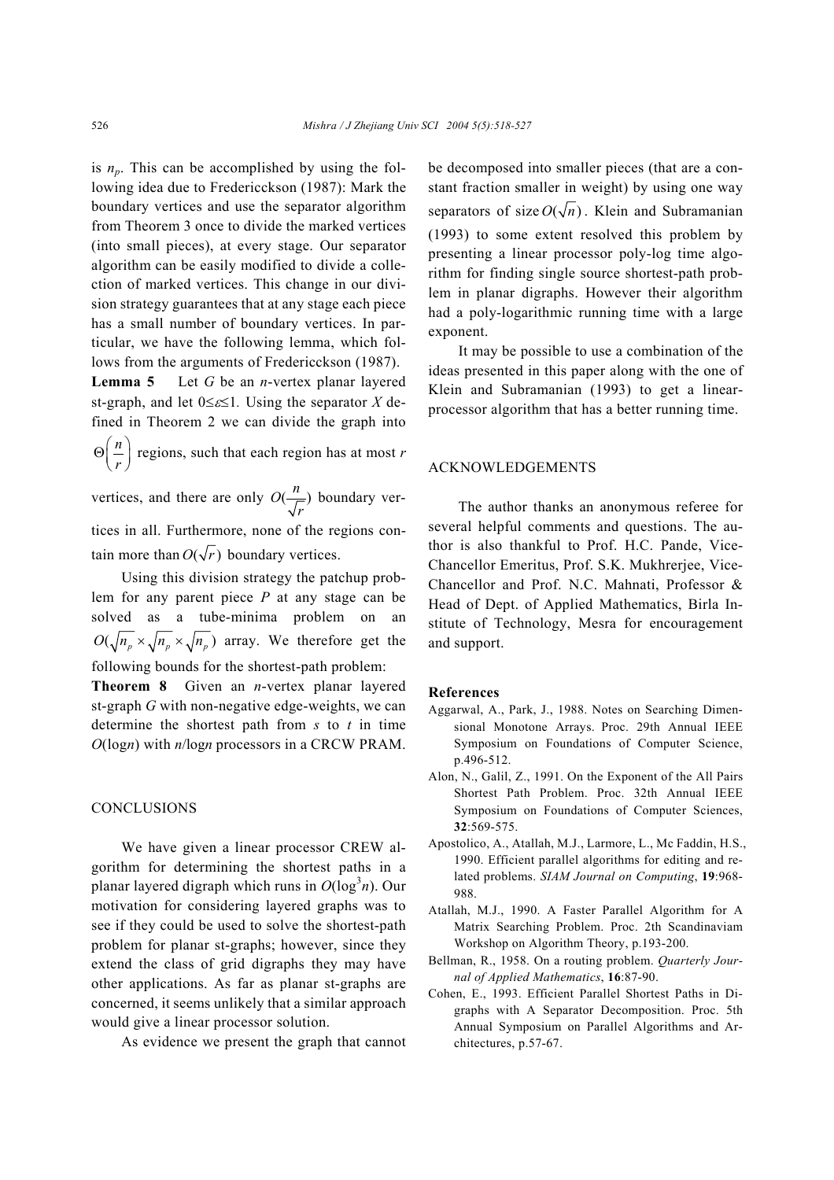is $n_p$. This can be accomplished by using the following idea due to Fredericckson (1987): Mark the boundary vertices and use the separator algorithm from Theorem 3 once to divide the marked vertices (into small pieces), at every stage. Our separator algorithm can be easily modified to divide a collection of marked vertices. This change in our division strategy guarantees that at any stage each piece has a small number of boundary vertices. In particular, we have the following lemma, which follows from the arguments of Fredericckson (1987).

**Lemma 5** Let $G$ be an $n$-vertex planar layered st-graph, and let $0 \leq \varepsilon \leq 1$. Using the separator $X$ defined in Theorem 2 we can divide the graph into $\Theta\left(\frac{n}{r}\right)$ regions, such that each region has at most $r$ vertices, and there are only $O(\frac{n}{\sqrt{r}})$ boundary vertices in all. Furthermore, none of the regions contain more than $O(\sqrt{r})$ boundary vertices.

Using this division strategy the patchup problem for any parent piece $P$ at any stage can be solved as a tube-minima problem on an $O(\sqrt{n_p} \times \sqrt{n_p} \times \sqrt{n_p})$ array. We therefore get the following bounds for the shortest-path problem:

**Theorem 8** Given an $n$-vertex planar layered st-graph $G$ with non-negative edge-weights, we can determine the shortest path from $s$ to $t$ in time $O(\log n)$ with $n/\log n$ processors in a CRCW PRAM.

## CONCLUSIONS

We have given a linear processor CREW algorithm for determining the shortest paths in a planar layered digraph which runs in $O(\log^3 n)$. Our motivation for considering layered graphs was to see if they could be used to solve the shortest-path problem for planar st-graphs; however, since they extend the class of grid digraphs they may have other applications. As far as planar st-graphs are concerned, it seems unlikely that a similar approach would give a linear processor solution.

As evidence we present the graph that cannot be decomposed into smaller pieces (that are a constant fraction smaller in weight) by using one way separators of size $O(\sqrt{n})$. Klein and Subramanian (1993) to some extent resolved this problem by presenting a linear processor poly-log time algorithm for finding single source shortest-path problem in planar digraphs. However their algorithm had a poly-logarithmic running time with a large exponent.

It may be possible to use a combination of the ideas presented in this paper along with the one of Klein and Subramanian (1993) to get a linear-processor algorithm that has a better running time.

## ACKNOWLEDGEMENTS

The author thanks an anonymous referee for several helpful comments and questions. The author is also thankful to Prof. H.C. Pande, Vice-Chancellor Emeritus, Prof. S.K. Mukhrerjee, Vice-Chancellor and Prof. N.C. Mahnati, Professor & Head of Dept. of Applied Mathematics, Birla Institute of Technology, Mesra for encouragement and support.

## References

Aggarwal, A., Park, J., 1988. Notes on Searching Dimensional Monotone Arrays. Proc. 29th Annual IEEE Symposium on Foundations of Computer Science, p.496-512.

Alon, N., Galil, Z., 1991. On the Exponent of the All Pairs Shortest Path Problem. Proc. 32th Annual IEEE Symposium on Foundations of Computer Sciences, **32**:569-575.

Apostolico, A., Atallah, M.J., Larmore, L., Mc Faddin, H.S., 1990. Efficient parallel algorithms for editing and related problems. *SIAM Journal on Computing*, **19**:968-988.

Atallah, M.J., 1990. A Faster Parallel Algorithm for A Matrix Searching Problem. Proc. 2th Scandinaviam Workshop on Algorithm Theory, p.193-200.

Bellman, R., 1958. On a routing problem. *Quarterly Journal of Applied Mathematics*, **16**:87-90.

Cohen, E., 1993. Efficient Parallel Shortest Paths in Digraphs with A Separator Decomposition. Proc. 5th Annual Symposium on Parallel Algorithms and Architectures, p.57-67.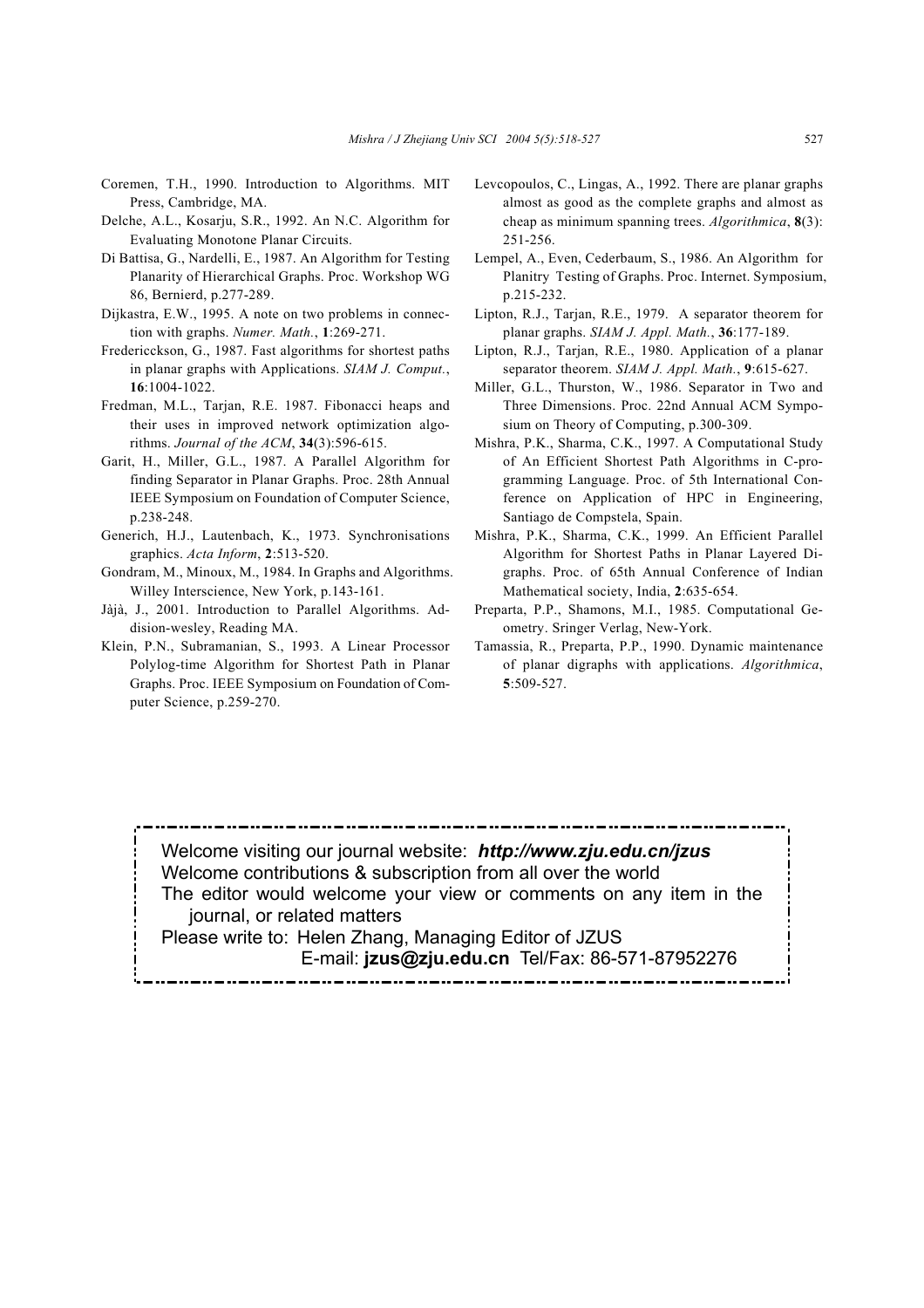Coremen, T.H., 1990. Introduction to Algorithms. MIT Press, Cambridge, MA.

Delche, A.L., Kosarju, S.R., 1992. An N.C. Algorithm for Evaluating Monotone Planar Circuits.

Di Battisa, G., Nardelli, E., 1987. An Algorithm for Testing Planarity of Hierarchical Graphs. Proc. Workshop WG 86, Bernierd, p.277-289.

Dijkastra, E.W., 1995. A note on two problems in connection with graphs. *Numer. Math.*, **1**:269-271.

Fredericckson, G., 1987. Fast algorithms for shortest paths in planar graphs with Applications. *SIAM J. Comput.*, **16**:1004-1022.

Fredman, M.L., Tarjan, R.E. 1987. Fibonacci heaps and their uses in improved network optimization algorithms. *Journal of the ACM*, **34**(3):596-615.

Garit, H., Miller, G.L., 1987. A Parallel Algorithm for finding Separator in Planar Graphs. Proc. 28th Annual IEEE Symposium on Foundation of Computer Science, p.238-248.

Generich, H.J., Lautenbach, K., 1973. Synchronisations graphics. *Acta Inform*, **2**:513-520.

Gondram, M., Minoux, M., 1984. In Graphs and Algorithms. Willey Interscience, New York, p.143-161.

Jàjà, J., 2001. Introduction to Parallel Algorithms. Addision-wesley, Reading MA.

Klein, P.N., Subramanian, S., 1993. A Linear Processor Polylog-time Algorithm for Shortest Path in Planar Graphs. Proc. IEEE Symposium on Foundation of Computer Science, p.259-270.

Levcopoulos, C., Lingas, A., 1992. There are planar graphs almost as good as the complete graphs and almost as cheap as minimum spanning trees. *Algorithmica*, **8**(3): 251-256.

Lempel, A., Even, Cederbaum, S., 1986. An Algorithm for Planitry Testing of Graphs. Proc. Internet. Symposium, p.215-232.

Lipton, R.J., Tarjan, R.E., 1979. A separator theorem for planar graphs. *SIAM J. Appl. Math.*, **36**:177-189.

Lipton, R.J., Tarjan, R.E., 1980. Application of a planar separator theorem. *SIAM J. Appl. Math.*, **9**:615-627.

Miller, G.L., Thurston, W., 1986. Separator in Two and Three Dimensions. Proc. 22nd Annual ACM Symposium on Theory of Computing, p.300-309.

Mishra, P.K., Sharma, C.K., 1997. A Computational Study of An Efficient Shortest Path Algorithms in C-programming Language. Proc. of 5th International Conference on Application of HPC in Engineering, Santiago de Compstela, Spain.

Mishra, P.K., Sharma, C.K., 1999. An Efficient Parallel Algorithm for Shortest Paths in Planar Layered Digraphs. Proc. of 65th Annual Conference of Indian Mathematical society, India, **2**:635-654.

Preparta, P.P., Shamons, M.I., 1985. Computational Geometry. Sringer Verlag, New-York.

Tamassia, R., Preparta, P.P., 1990. Dynamic maintenance of planar digraphs with applications. *Algorithmica*, **5**:509-527.

---

Welcome visiting our journal website: ***http://www.zju.edu.cn/jzus***
Welcome contributions & subscription from all over the world
The editor would welcome your view or comments on any item in the journal, or related matters
Please write to: Helen Zhang, Managing Editor of JZUS
E-mail: **jzus@zju.edu.cn** Tel/Fax: 86-571-87952276